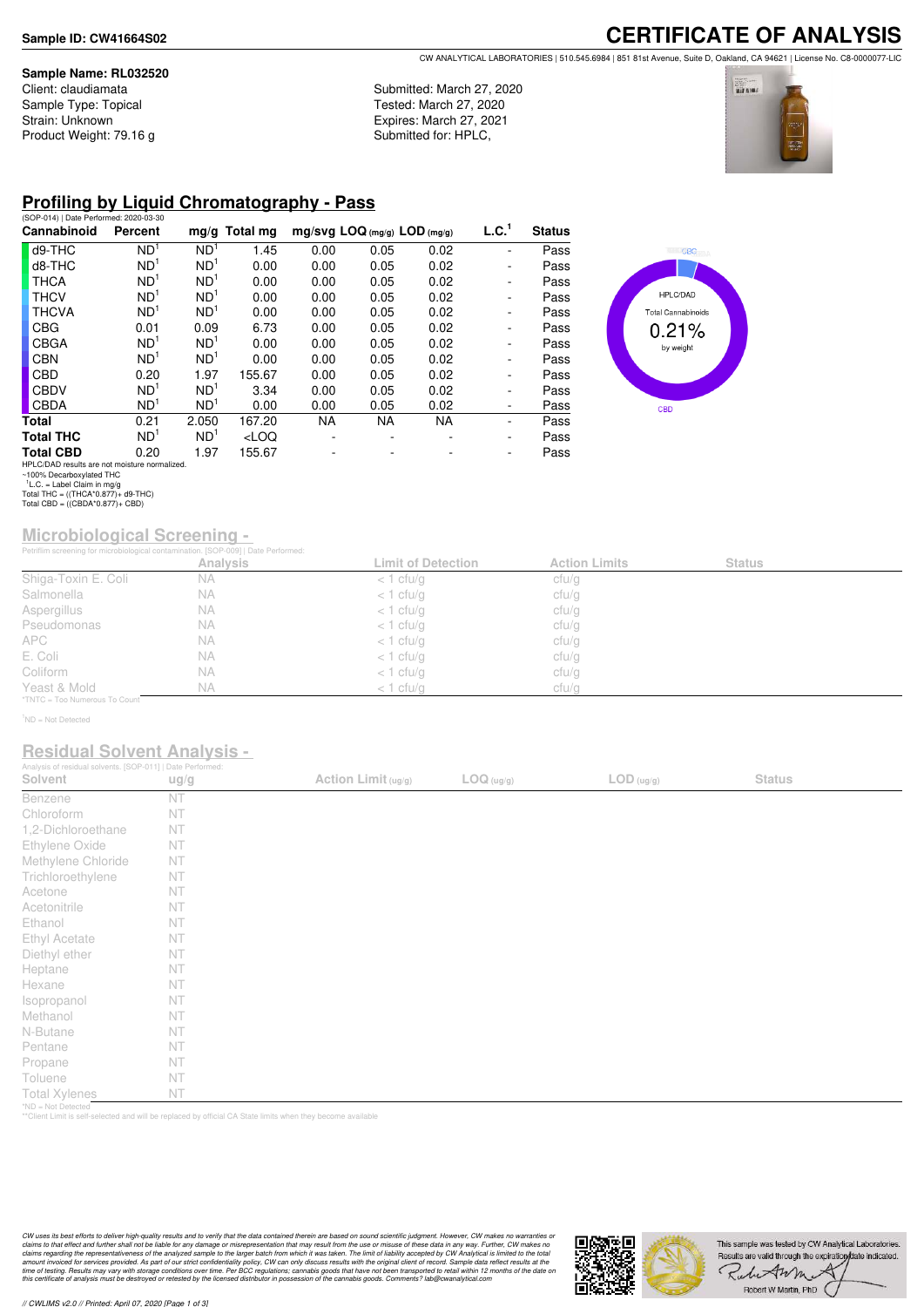**Sample ID: CW41664S02**

# CERTIFICATE OF ANALYSIS

CW ANALYTICAL LABORATORIES | 510.545.6984 | 851 81st Avenue, Suite D, Oakland, CA 94621 | License No. C8-0000077-LIC

**Sample Name: RL032520**
Client: claudiamata
Sample Type: Topical
Strain: Unknown
Product Weight: 79.16 g

Submitted: March 27, 2020
Tested: March 27, 2020
Expires: March 27, 2021
Submitted for: HPLC,

## Profiling by Liquid Chromatography - Pass

(SOP-014) | Date Performed: 2020-03-30

| Cannabinoid | Percent | mg/g | Total mg | mg/svg | LOQ (mg/g) | LOD (mg/g) | L.C.[1] | Status |
|---|---|---|---|---|---|---|---|---|
| d9-THC | ND[1] | ND[1] | 1.45 | 0.00 | 0.05 | 0.02 | - | Pass |
| d8-THC | ND[1] | ND[1] | 0.00 | 0.00 | 0.05 | 0.02 | - | Pass |
| THCA | ND[1] | ND[1] | 0.00 | 0.00 | 0.05 | 0.02 | - | Pass |
| THCV | ND[1] | ND[1] | 0.00 | 0.00 | 0.05 | 0.02 | - | Pass |
| THCVA | ND[1] | ND[1] | 0.00 | 0.00 | 0.05 | 0.02 | - | Pass |
| CBG | 0.01 | 0.09 | 6.73 | 0.00 | 0.05 | 0.02 | - | Pass |
| CBGA | ND[1] | ND[1] | 0.00 | 0.00 | 0.05 | 0.02 | - | Pass |
| CBN | ND[1] | ND[1] | 0.00 | 0.00 | 0.05 | 0.02 | - | Pass |
| CBD | 0.20 | 1.97 | 155.67 | 0.00 | 0.05 | 0.02 | - | Pass |
| CBDV | ND[1] | ND[1] | 3.34 | 0.00 | 0.05 | 0.02 | - | Pass |
| CBDA | ND[1] | ND[1] | 0.00 | 0.00 | 0.05 | 0.02 | - | Pass |
| **Total** | 0.21 | 2.050 | 167.20 | NA | NA | NA | - | Pass |
| **Total THC** | ND[1] | ND[1] | <LOQ | - | - | - | - | Pass |
| **Total CBD** | 0.20 | 1.97 | 155.67 | - | - | - | - | Pass |

HPLC/DAD results are not moisture normalized.
~100% Decarboxylated THC
[1]L.C. = Label Claim in mg/g
Total THC = ((THCA*0.877)+ d9-THC)
Total CBD = ((CBDA*0.877)+ CBD)

HPLC/DAD
Total Cannabinoids
0.21%
by weight

## Microbiological Screening -

Petrifilm screening for microbiological contamination. [SOP-009] | Date Performed:

| | Analysis | Limit of Detection | Action Limits | Status |
|---|---|---|---|---|
| Shiga-Toxin E. Coli | NA | < 1 cfu/g | cfu/g | |
| Salmonella | NA | < 1 cfu/g | cfu/g | |
| Aspergillus | NA | < 1 cfu/g | cfu/g | |
| Pseudomonas | NA | < 1 cfu/g | cfu/g | |
| APC | NA | < 1 cfu/g | cfu/g | |
| E. Coli | NA | < 1 cfu/g | cfu/g | |
| Coliform | NA | < 1 cfu/g | cfu/g | |
| Yeast & Mold | NA | < 1 cfu/g | cfu/g | |

*TNTC = Too Numerous To Count

[1]ND = Not Detected

## Residual Solvent Analysis -

Analysis of residual solvents. [SOP-011] | Date Performed:

| Solvent | ug/g | Action Limit (ug/g) | LOQ (ug/g) | LOD (ug/g) | Status |
|---|---|---|---|---|---|
| Benzene | NT | | | | |
| Chloroform | NT | | | | |
| 1,2-Dichloroethane | NT | | | | |
| Ethylene Oxide | NT | | | | |
| Methylene Chloride | NT | | | | |
| Trichloroethylene | NT | | | | |
| Acetone | NT | | | | |
| Acetonitrile | NT | | | | |
| Ethanol | NT | | | | |
| Ethyl Acetate | NT | | | | |
| Diethyl ether | NT | | | | |
| Heptane | NT | | | | |
| Hexane | NT | | | | |
| Isopropanol | NT | | | | |
| Methanol | NT | | | | |
| N-Butane | NT | | | | |
| Pentane | NT | | | | |
| Propane | NT | | | | |
| Toluene | NT | | | | |
| Total Xylenes | NT | | | | |

*ND = Not Detected
**Client Limit is self-selected and will be replaced by official CA State limits when they become available

*CW uses its best efforts to deliver high-quality results and to verify that the data contained therein are based on sound scientific judgment. However, CW makes no warranties or claims to that effect and further shall not be liable for any damage or misrepresentation that may result from the use or misuse of these data in any way. Further, CW makes no claims regarding the representativeness of the analyzed sample to the larger batch from which it was taken. The limit of liability accepted by CW Analytical is limited to the total amount invoiced for services provided. As part of our strict confidentiality policy, CW can only discuss results with the original client of record. Sample data reflect results at the time of testing. Results may vary with storage conditions over time. Per BCC regulations; cannabis goods that have not been transported to retail within 12 months of the date on this certificate of analysis must be destroyed or retested by the licensed distributor in possession of the cannabis goods. Comments? lab@cwanalytical.com*

This sample was tested by CW Analytical Laboratories. Results are valid through the expiration date indicated.

Robert W Martin, PhD

// CWLIMS v2.0 // Printed: April 07, 2020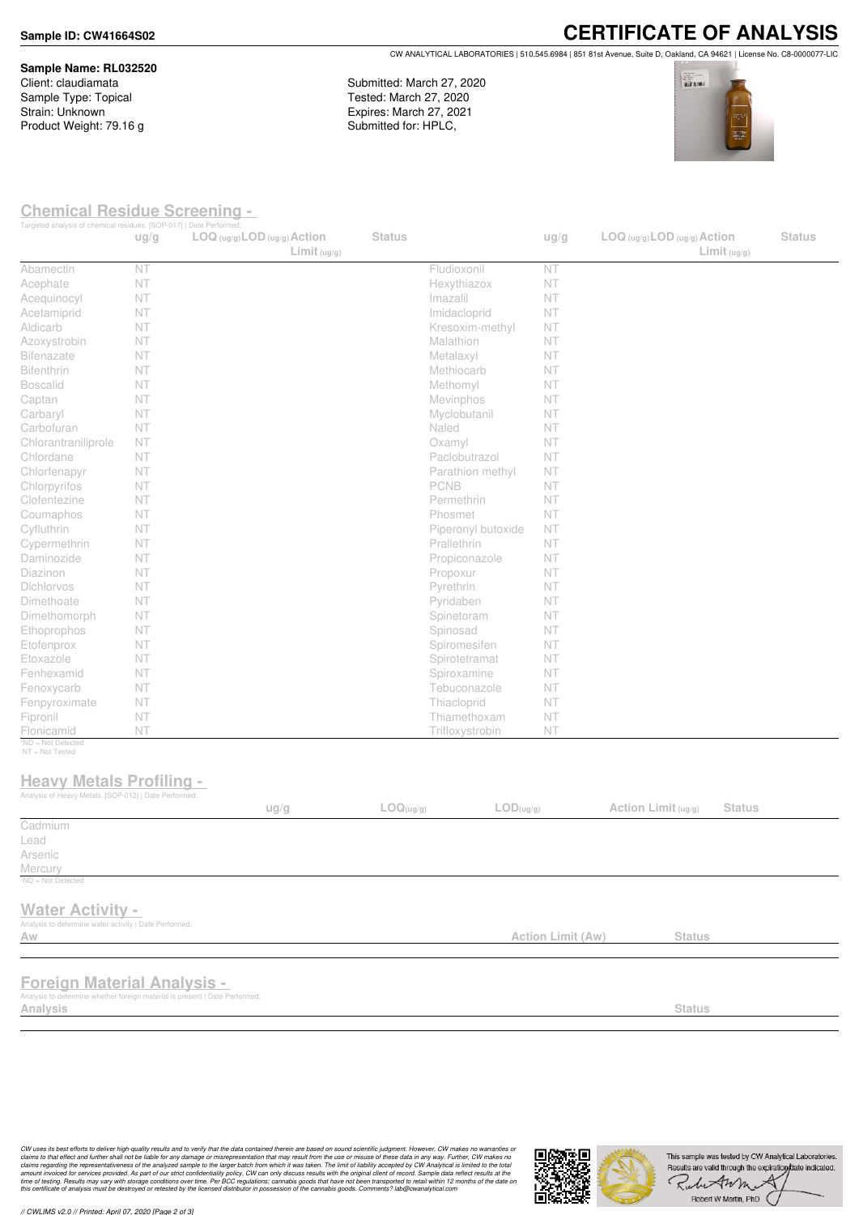**Sample ID: CW41664S02**

# CERTIFICATE OF ANALYSIS

CW ANALYTICAL LABORATORIES | 510.545.6984 | 851 81st Avenue, Suite D, Oakland, CA 94621 | License No. C8-0000077-LIC

**Sample Name: RL032520**
Client: claudiamata
Sample Type: Topical
Strain: Unknown
Product Weight: 79.16 g

Submitted: March 27, 2020
Tested: March 27, 2020
Expires: March 27, 2021
Submitted for: HPLC,

## Chemical Residue Screening -

Targeted analysis of chemical residues. [SOP-017] | Date Performed:

| | ug/g | LOQ (ug/g) | LOD (ug/g) | Action Limit (ug/g) | Status | | ug/g | LOQ (ug/g) | LOD (ug/g) | Action Limit (ug/g) | Status |
|---|---|---|---|---|---|---|---|---|---|---|---|
| Abamectin | NT | | | | | Fludioxonil | NT | | | | |
| Acephate | NT | | | | | Hexythiazox | NT | | | | |
| Acequinocyl | NT | | | | | Imazalil | NT | | | | |
| Acetamiprid | NT | | | | | Imidacloprid | NT | | | | |
| Aldicarb | NT | | | | | Kresoxim-methyl | NT | | | | |
| Azoxystrobin | NT | | | | | Malathion | NT | | | | |
| Bifenazate | NT | | | | | Metalaxyl | NT | | | | |
| Bifenthrin | NT | | | | | Methiocarb | NT | | | | |
| Boscalid | NT | | | | | Methomyl | NT | | | | |
| Captan | NT | | | | | Mevinphos | NT | | | | |
| Carbaryl | NT | | | | | Myclobutanil | NT | | | | |
| Carbofuran | NT | | | | | Naled | NT | | | | |
| Chlorantraniliprole | NT | | | | | Oxamyl | NT | | | | |
| Chlordane | NT | | | | | Paclobutrazol | NT | | | | |
| Chlorfenapyr | NT | | | | | Parathion methyl | NT | | | | |
| Chlorpyrifos | NT | | | | | PCNB | NT | | | | |
| Clofentezine | NT | | | | | Permethrin | NT | | | | |
| Coumaphos | NT | | | | | Phosmet | NT | | | | |
| Cyfluthrin | NT | | | | | Piperonyl butoxide | NT | | | | |
| Cypermethrin | NT | | | | | Prallethrin | NT | | | | |
| Daminozide | NT | | | | | Propiconazole | NT | | | | |
| Diazinon | NT | | | | | Propoxur | NT | | | | |
| Dichlorvos | NT | | | | | Pyrethrin | NT | | | | |
| Dimethoate | NT | | | | | Pyridaben | NT | | | | |
| Dimethomorph | NT | | | | | Spinetoram | NT | | | | |
| Ethoprophos | NT | | | | | Spinosad | NT | | | | |
| Etofenprox | NT | | | | | Spiromesifen | NT | | | | |
| Etoxazole | NT | | | | | Spirotetramat | NT | | | | |
| Fenhexamid | NT | | | | | Spiroxamine | NT | | | | |
| Fenoxycarb | NT | | | | | Tebuconazole | NT | | | | |
| Fenpyroximate | NT | | | | | Thiacloprid | NT | | | | |
| Fipronil | NT | | | | | Thiamethoxam | NT | | | | |
| Flonicamid | NT | | | | | Trifloxystrobin | NT | | | | |

ND = Not Detected
NT = Not Tested

## Heavy Metals Profiling -

Analysis of Heavy Metals. [SOP-012] | Date Performed:

| | ug/g | LOQ(ug/g) | LOD(ug/g) | Action Limit (ug/g) | Status |
|---|---|---|---|---|---|
| Cadmium | | | | | |
| Lead | | | | | |
| Arsenic | | | | | |
| Mercury | | | | | |

ND = Not Detected

## Water Activity -

Analysis to determine water activity | Date Performed:

| Aw | Action Limit (Aw) | Status |
|---|---|---|
| | | |

## Foreign Material Analysis -

Analysis to determine whether foreign material is present | Date Performed:

| Analysis | Status |
|---|---|
| | |

*CW uses its best efforts to deliver high-quality results and to verify that the data contained therein are based on sound scientific judgment. However, CW makes no warranties or claims to that effect and further shall not be liable for any damage or misrepresentation that may result from the use or misuse of these data in any way. Further, CW makes no claims regarding the representativeness of the analyzed sample to the larger batch from which it was taken. The limit of liability accepted by CW Analytical is limited to the total amount invoiced for services provided. As part of our strict confidentiality policy, CW can only discuss results with the original client of record. Sample data reflect results at the time of testing. Results may vary with storage conditions over time. Per BCC regulations; cannabis goods that have not been transported to retail within 12 months of the date on this certificate of analysis must be destroyed or retested by the licensed distributor in possession of the cannabis goods. Comments? lab@cwanalytical.com*

This sample was tested by CW Analytical Laboratories. Results are valid through the expiration date indicated.

Robert W Martin, PhD

// CWLIMS v2.0 // Printed: April 07, 2020 [Page 2 of 3]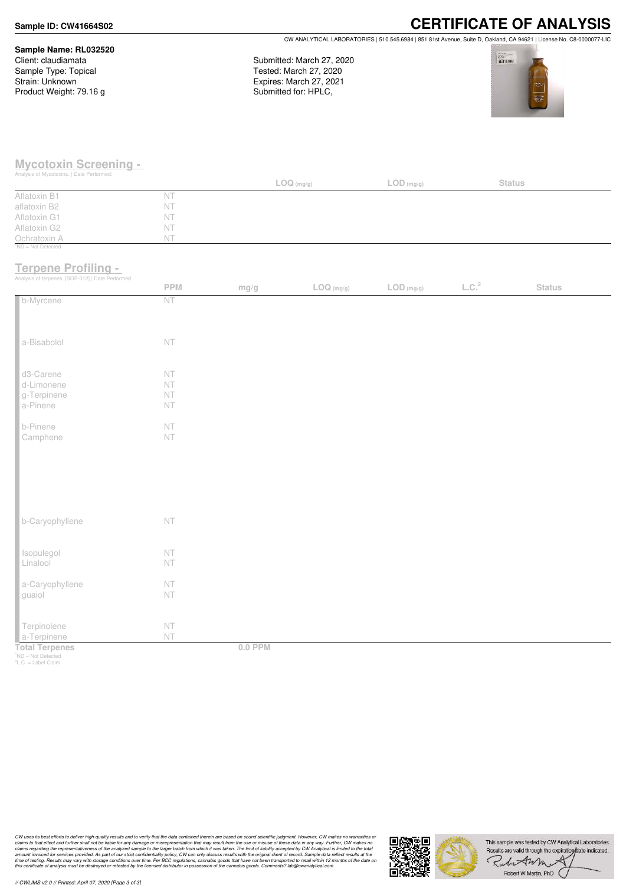**Sample ID: CW41664S02**

# CERTIFICATE OF ANALYSIS

CW ANALYTICAL LABORATORIES | 510.545.6984 | 851 81st Avenue, Suite D, Oakland, CA 94621 | License No. C8-0000077-LIC

**Sample Name: RL032520**
Client: claudiamata
Sample Type: Topical
Strain: Unknown
Product Weight: 79.16 g

Submitted: March 27, 2020
Tested: March 27, 2020
Expires: March 27, 2021
Submitted for: HPLC,

## Mycotoxin Screening -

Analysis of Mycotoxins. | Date Performed:

| | | LOQ (mg/g) | LOD (mg/g) | Status |
|---|---|---|---|---|
| Aflatoxin B1 | NT | | | |
| aflatoxin B2 | NT | | | |
| Aflatoxin G1 | NT | | | |
| Aflatoxin G2 | NT | | | |
| Ochratoxin A | NT | | | |

[1]ND = Not Detected

## Terpene Profiling -

Analysis of terpenes. [SOP-012] | Date Performed:

| | PPM | mg/g | LOQ (mg/g) | LOD (mg/g) | L.C.[2] | Status |
|---|---|---|---|---|---|---|
| b-Myrcene | NT | | | | | |
| a-Bisabolol | NT | | | | | |
| d3-Carene | NT | | | | | |
| d-Limonene | NT | | | | | |
| g-Terpinene | NT | | | | | |
| a-Pinene | NT | | | | | |
| b-Pinene | NT | | | | | |
| Camphene | NT | | | | | |
| b-Caryophyllene | NT | | | | | |
| Isopulegol | NT | | | | | |
| Linalool | NT | | | | | |
| a-Caryophyllene | NT | | | | | |
| guaiol | NT | | | | | |
| Terpinolene | NT | | | | | |
| a-Terpinene | NT | | | | | |
| **Total Terpenes** | | **0.0 PPM** | | | | |

[1]ND = Not Detected
[2]L.C. = Label Claim

*CW uses its best efforts to deliver high-quality results and to verify that the data contained therein are based on sound scientific judgment. However, CW makes no warranties or claims to that effect and further shall not be liable for any damage or misrepresentation that may result from the use or misuse of these data in any way. Further, CW makes no claims regarding the representativeness of the analyzed sample to the larger batch from which it was taken. The limit of liability accepted by CW Analytical is limited to the total amount invoiced for services provided. As part of our strict confidentiality policy, CW can only discuss results with the original client of record. Sample data reflect results at the time of testing. Results may vary with storage conditions over time. Per BCC regulations; cannabis goods that have not been transported to retail within 12 months of the date on this certificate of analysis must be destroyed or retested by the licensed distributor in possession of the cannabis goods. Comments? lab@cwanalytical.com*

This sample was tested by CW Analytical Laboratories. Results are valid through the expiration date indicated.

Robert W Martin, PhD

*// CWLIMS v2.0 // Printed: April 07, 2020 [Page 3 of 3]*